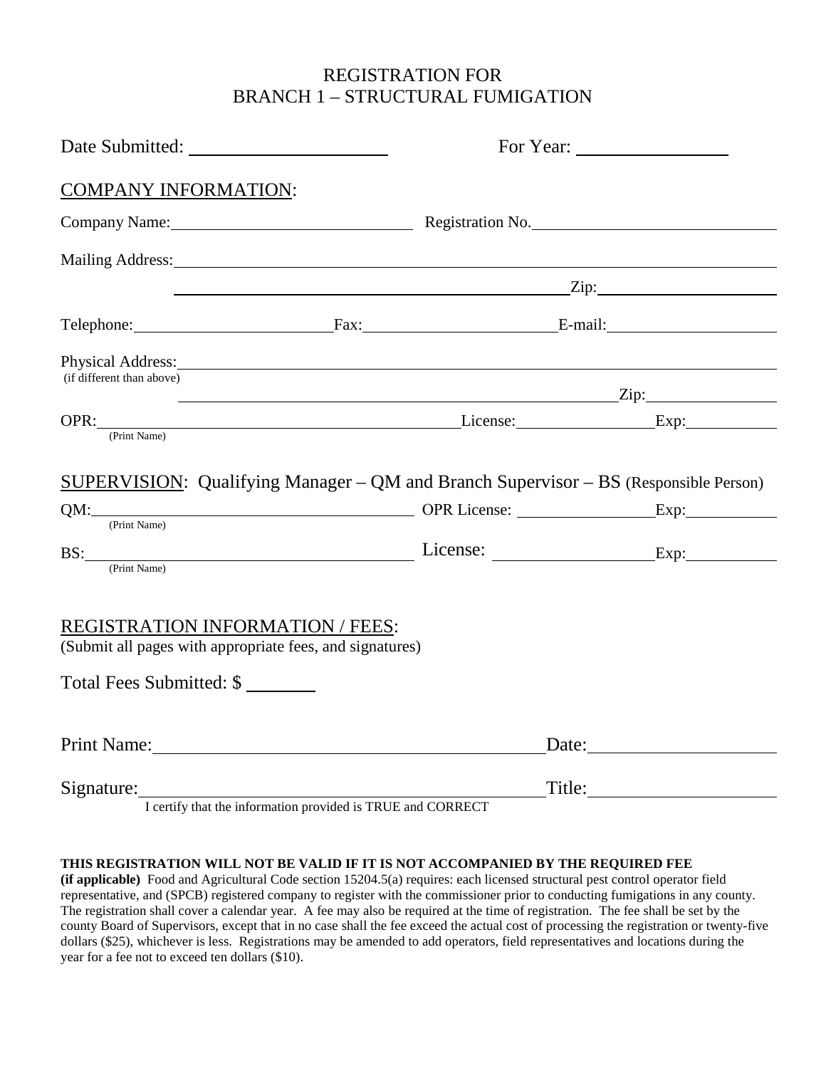# REGISTRATION FOR
# BRANCH 1 – STRUCTURAL FUMIGATION

Date Submitted: ______________________ For Year: ________________

## COMPANY INFORMATION:

Company Name: ______________________________ Registration No. ______________________________

Mailing Address: ________________________________________________________________

________________________________________________ Zip: ______________________

Telephone: ________________________ Fax: ________________________ E-mail: ____________________

Physical Address: ________________________________________________________________
(if different than above)

________________________________________________ Zip: ________________

OPR: ________________________________________ License: ________________ Exp: ___________
(Print Name)

## SUPERVISION: Qualifying Manager – QM and Branch Supervisor – BS (Responsible Person)

QM: ________________________________________ OPR License: ________________ Exp: ___________
(Print Name)

BS: ________________________________________ License: ________________ Exp: ___________
(Print Name)

## REGISTRATION INFORMATION / FEES:

(Submit all pages with appropriate fees, and signatures)

Total Fees Submitted: $ _______

Print Name: ____________________________________________ Date: ____________________

Signature: ____________________________________________ Title: ____________________
I certify that the information provided is TRUE and CORRECT

**THIS REGISTRATION WILL NOT BE VALID IF IT IS NOT ACCOMPANIED BY THE REQUIRED FEE (if applicable)** Food and Agricultural Code section 15204.5(a) requires: each licensed structural pest control operator field representative, and (SPCB) registered company to register with the commissioner prior to conducting fumigations in any county. The registration shall cover a calendar year. A fee may also be required at the time of registration. The fee shall be set by the county Board of Supervisors, except that in no case shall the fee exceed the actual cost of processing the registration or twenty-five dollars ($25), whichever is less. Registrations may be amended to add operators, field representatives and locations during the year for a fee not to exceed ten dollars ($10).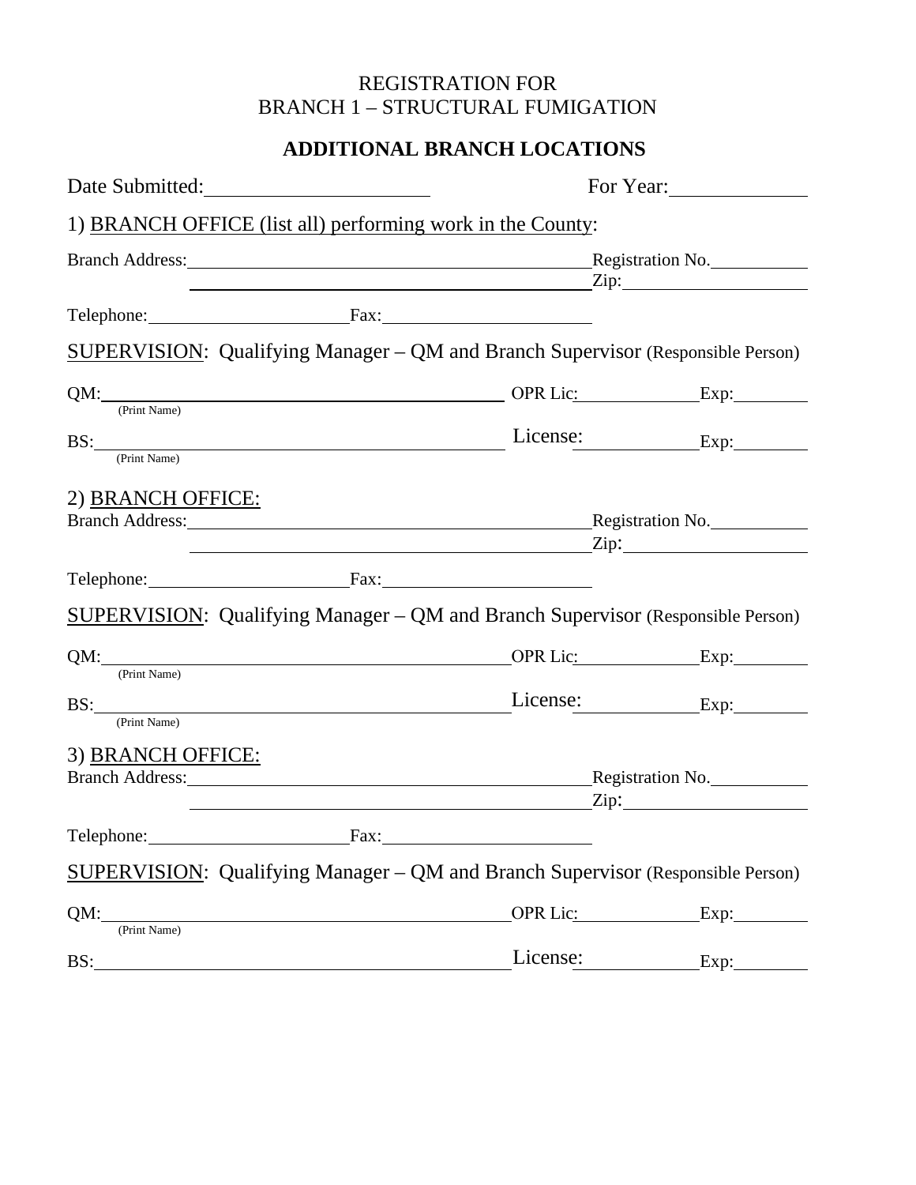REGISTRATION FOR
BRANCH 1 – STRUCTURAL FUMIGATION

## ADDITIONAL BRANCH LOCATIONS

Date Submitted:______________________ For Year:______________

1) <u>BRANCH OFFICE (list all) performing work in the County</u>:

Branch Address:_______________________________________________ Registration No.___________
_______________________________________________ Zip:____________________

Telephone:______________________ Fax:________________________

<u>SUPERVISION</u>: Qualifying Manager – QM and Branch Supervisor (Responsible Person)

QM:_______________________________________________ OPR Lic:_____________ Exp:________
(Print Name)

BS:_______________________________________________ License:_____________ Exp:________
(Print Name)

2) <u>BRANCH OFFICE:</u>

Branch Address:_______________________________________________ Registration No.___________
_______________________________________________ Zip:____________________

Telephone:______________________ Fax:________________________

<u>SUPERVISION</u>: Qualifying Manager – QM and Branch Supervisor (Responsible Person)

QM:_______________________________________________ OPR Lic:_____________ Exp:________
(Print Name)

BS:_______________________________________________ License:_____________ Exp:________
(Print Name)

3) <u>BRANCH OFFICE:</u>

Branch Address:_______________________________________________ Registration No.___________
_______________________________________________ Zip:____________________

Telephone:______________________ Fax:________________________

<u>SUPERVISION</u>: Qualifying Manager – QM and Branch Supervisor (Responsible Person)

QM:_______________________________________________ OPR Lic:_____________ Exp:________
(Print Name)

BS:_______________________________________________ License:_____________ Exp:________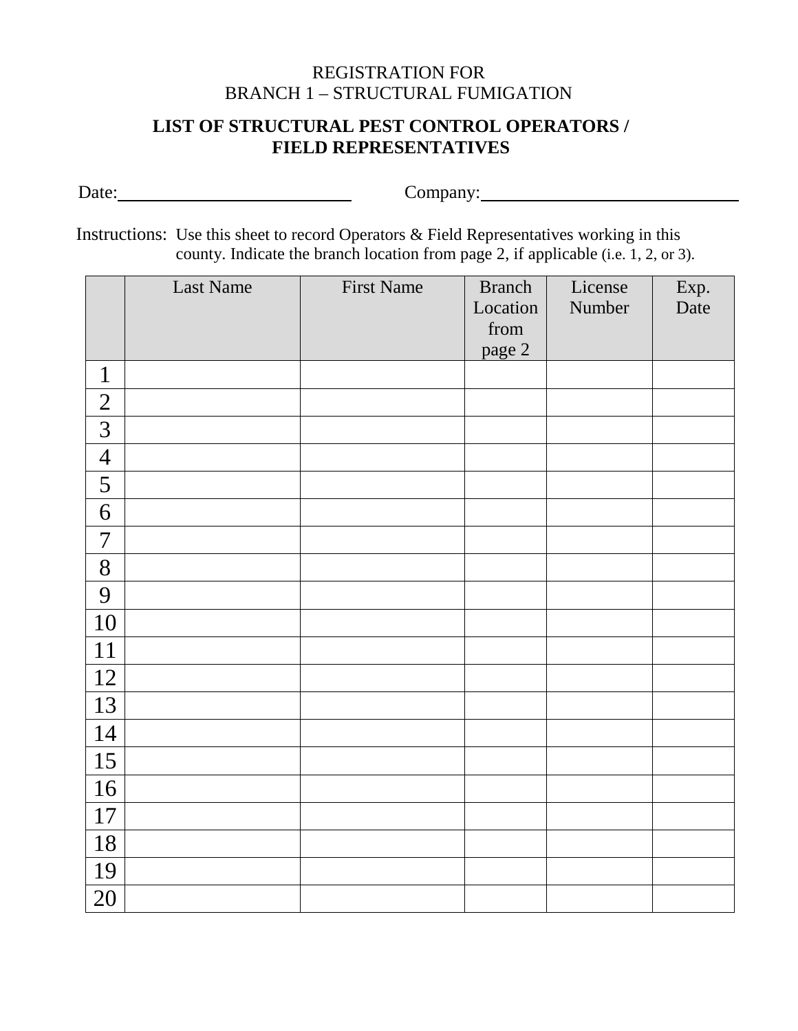REGISTRATION FOR
BRANCH 1 – STRUCTURAL FUMIGATION

**LIST OF STRUCTURAL PEST CONTROL OPERATORS / FIELD REPRESENTATIVES**

Date:\_\_\_\_\_\_\_\_\_\_\_\_\_\_\_\_\_\_\_\_\_\_\_\_\_\_ Company:\_\_\_\_\_\_\_\_\_\_\_\_\_\_\_\_\_\_\_\_\_\_\_\_\_\_\_\_\_\_

Instructions: Use this sheet to record Operators & Field Representatives working in this county. Indicate the branch location from page 2, if applicable (i.e. 1, 2, or 3).

| | Last Name | First Name | Branch Location from page 2 | License Number | Exp. Date |
|---|---|---|---|---|---|
| 1 | | | | | |
| 2 | | | | | |
| 3 | | | | | |
| 4 | | | | | |
| 5 | | | | | |
| 6 | | | | | |
| 7 | | | | | |
| 8 | | | | | |
| 9 | | | | | |
| 10 | | | | | |
| 11 | | | | | |
| 12 | | | | | |
| 13 | | | | | |
| 14 | | | | | |
| 15 | | | | | |
| 16 | | | | | |
| 17 | | | | | |
| 18 | | | | | |
| 19 | | | | | |
| 20 | | | | | |